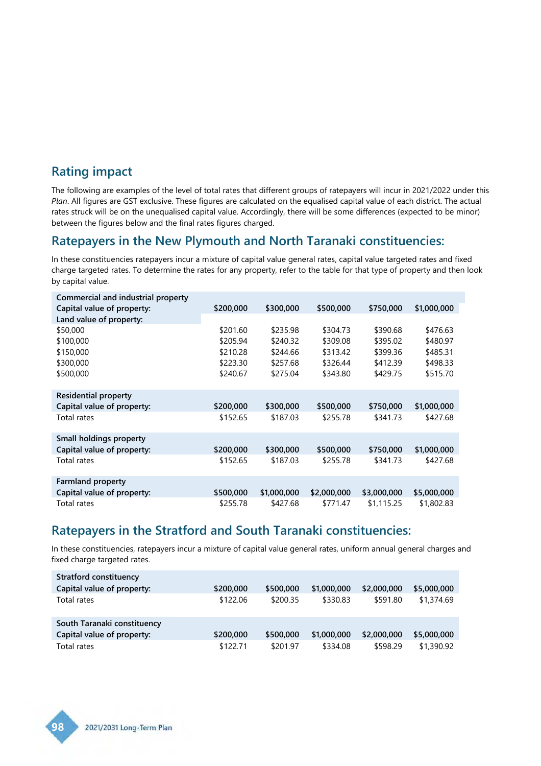## Rating impact

The following are examples of the level of total rates that different groups of ratepayers will incur in 2021/2022 under this *Plan*. All figures are GST exclusive. These figures are calculated on the equalised capital value of each district. The actual rates struck will be on the unequalised capital value. Accordingly, there will be some differences (expected to be minor) between the figures below and the final rates figures charged.

## Ratepayers in the New Plymouth and North Taranaki constituencies:

In these constituencies ratepayers incur a mixture of capital value general rates, capital value targeted rates and fixed charge targeted rates. To determine the rates for any property, refer to the table for that type of property and then look by capital value.

| Commercial and industrial property | | | | | |
|---|---|---|---|---|---|
| **Capital value of property:** | **$200,000** | **$300,000** | **$500,000** | **$750,000** | **$1,000,000** |
| **Land value of property:** | | | | | |
| $50,000 | $201.60 | $235.98 | $304.73 | $390.68 | $476.63 |
| $100,000 | $205.94 | $240.32 | $309.08 | $395.02 | $480.97 |
| $150,000 | $210.28 | $244.66 | $313.42 | $399.36 | $485.31 |
| $300,000 | $223.30 | $257.68 | $326.44 | $412.39 | $498.33 |
| $500,000 | $240.67 | $275.04 | $343.80 | $429.75 | $515.70 |

| Residential property | | | | | |
|---|---|---|---|---|---|
| **Capital value of property:** | **$200,000** | **$300,000** | **$500,000** | **$750,000** | **$1,000,000** |
| Total rates | $152.65 | $187.03 | $255.78 | $341.73 | $427.68 |

| Small holdings property | | | | | |
|---|---|---|---|---|---|
| **Capital value of property:** | **$200,000** | **$300,000** | **$500,000** | **$750,000** | **$1,000,000** |
| Total rates | $152.65 | $187.03 | $255.78 | $341.73 | $427.68 |

| Farmland property | | | | | |
|---|---|---|---|---|---|
| **Capital value of property:** | **$500,000** | **$1,000,000** | **$2,000,000** | **$3,000,000** | **$5,000,000** |
| Total rates | $255.78 | $427.68 | $771.47 | $1,115.25 | $1,802.83 |

## Ratepayers in the Stratford and South Taranaki constituencies:

In these constituencies, ratepayers incur a mixture of capital value general rates, uniform annual general charges and fixed charge targeted rates.

| Stratford constituency | | | | | |
|---|---|---|---|---|---|
| **Capital value of property:** | **$200,000** | **$500,000** | **$1,000,000** | **$2,000,000** | **$5,000,000** |
| Total rates | $122.06 | $200.35 | $330.83 | $591.80 | $1,374.69 |

| South Taranaki constituency | | | | | |
|---|---|---|---|---|---|
| **Capital value of property:** | **$200,000** | **$500,000** | **$1,000,000** | **$2,000,000** | **$5,000,000** |
| Total rates | $122.71 | $201.97 | $334.08 | $598.29 | $1,390.92 |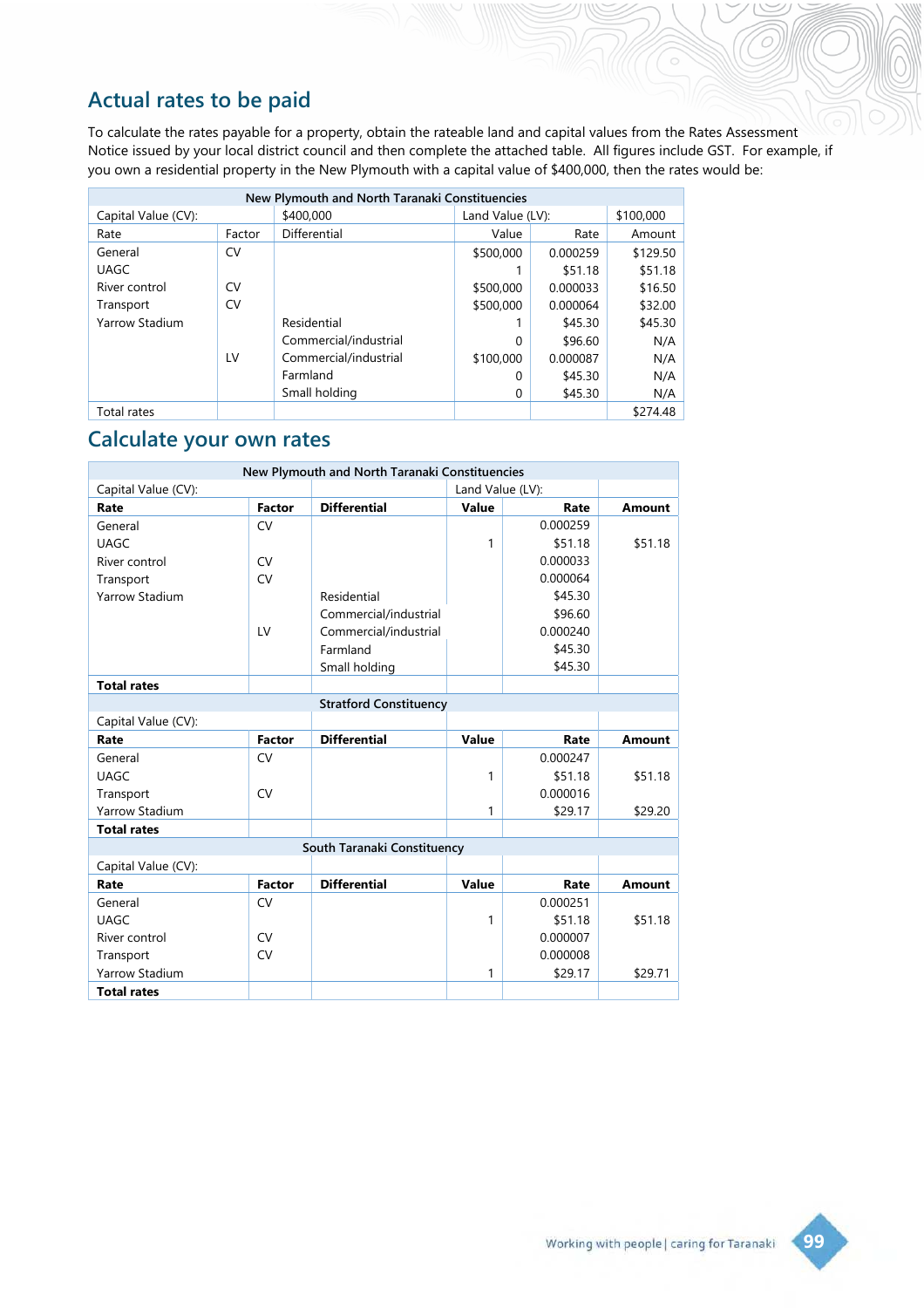## Actual rates to be paid

To calculate the rates payable for a property, obtain the rateable land and capital values from the Rates Assessment Notice issued by your local district council and then complete the attached table. All figures include GST. For example, if you own a residential property in the New Plymouth with a capital value of $400,000, then the rates would be:

| New Plymouth and North Taranaki Constituencies | | | | | |
|---|---|---|---|---|---|
| Capital Value (CV): | | $400,000 | Land Value (LV): | | $100,000 |
| Rate | Factor | Differential | Value | Rate | Amount |
| General | CV | | $500,000 | 0.000259 | $129.50 |
| UAGC | | | 1 | $51.18 | $51.18 |
| River control | CV | | $500,000 | 0.000033 | $16.50 |
| Transport | CV | | $500,000 | 0.000064 | $32.00 |
| Yarrow Stadium | | Residential | 1 | $45.30 | $45.30 |
| | | Commercial/industrial | 0 | $96.60 | N/A |
| | LV | Commercial/industrial | $100,000 | 0.000087 | N/A |
| | | Farmland | 0 | $45.30 | N/A |
| | | Small holding | 0 | $45.30 | N/A |
| Total rates | | | | | $274.48 |

## Calculate your own rates

| New Plymouth and North Taranaki Constituencies | | | | | |
|---|---|---|---|---|---|
| Capital Value (CV): | | | Land Value (LV): | | |
| **Rate** | **Factor** | **Differential** | **Value** | **Rate** | **Amount** |
| General | CV | | | 0.000259 | |
| UAGC | | | 1 | $51.18 | $51.18 |
| River control | CV | | | 0.000033 | |
| Transport | CV | | | 0.000064 | |
| Yarrow Stadium | | Residential | | $45.30 | |
| | | Commercial/industrial | | $96.60 | |
| | LV | Commercial/industrial | | 0.000240 | |
| | | Farmland | | $45.30 | |
| | | Small holding | | $45.30 | |
| **Total rates** | | | | | |

| Stratford Constituency | | | | | |
|---|---|---|---|---|---|
| Capital Value (CV): | | | | | |
| **Rate** | **Factor** | **Differential** | **Value** | **Rate** | **Amount** |
| General | CV | | | 0.000247 | |
| UAGC | | | 1 | $51.18 | $51.18 |
| Transport | CV | | | 0.000016 | |
| Yarrow Stadium | | | 1 | $29.17 | $29.20 |
| **Total rates** | | | | | |

| South Taranaki Constituency | | | | | |
|---|---|---|---|---|---|
| Capital Value (CV): | | | | | |
| **Rate** | **Factor** | **Differential** | **Value** | **Rate** | **Amount** |
| General | CV | | | 0.000251 | |
| UAGC | | | 1 | $51.18 | $51.18 |
| River control | CV | | | 0.000007 | |
| Transport | CV | | | 0.000008 | |
| Yarrow Stadium | | | 1 | $29.17 | $29.71 |
| **Total rates** | | | | | |